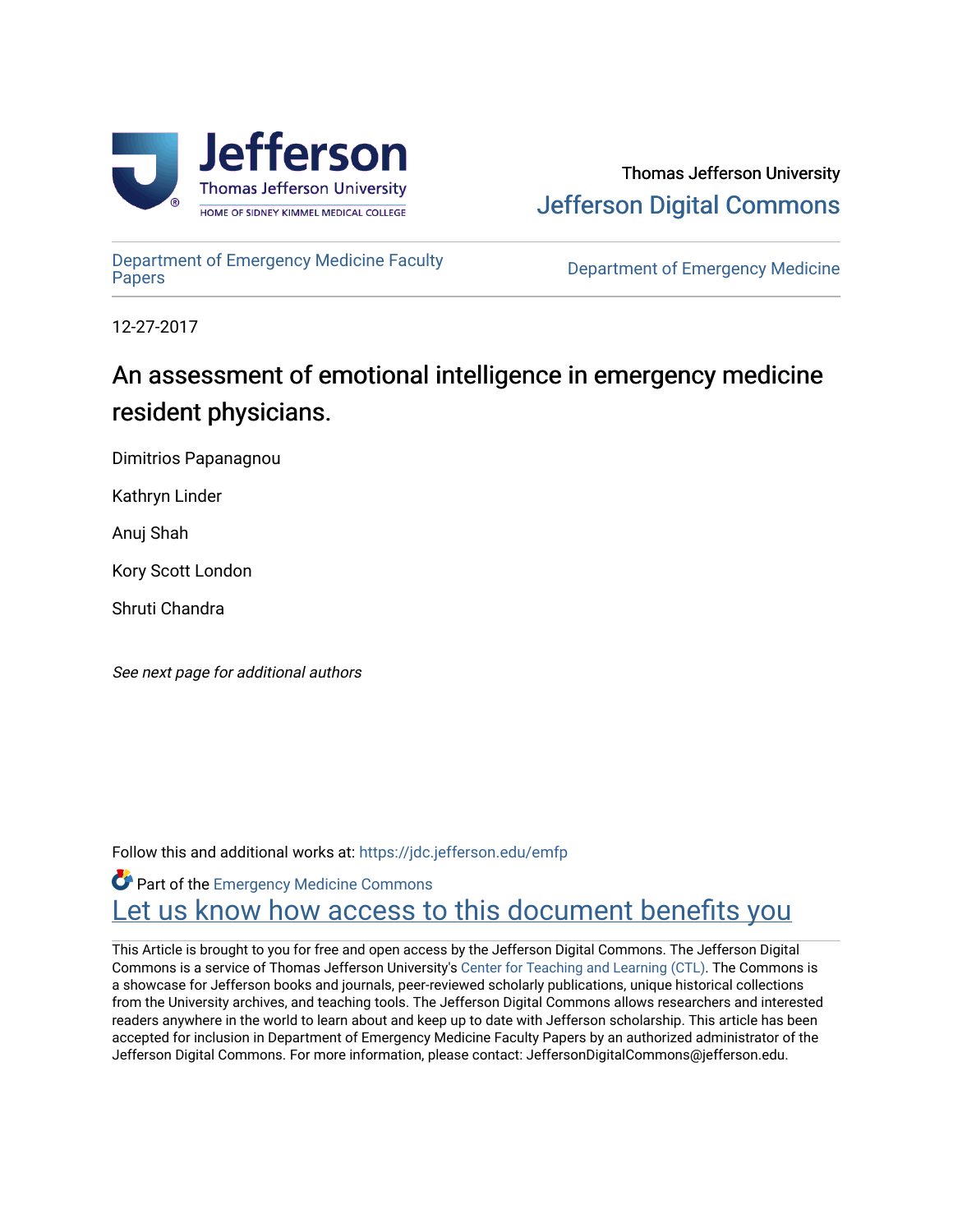Thomas Jefferson University

Jefferson Digital Commons

Department of Emergency Medicine Faculty Papers

Department of Emergency Medicine

12-27-2017

# An assessment of emotional intelligence in emergency medicine resident physicians.

Dimitrios Papanagnou

Kathryn Linder

Anuj Shah

Kory Scott London

Shruti Chandra

*See next page for additional authors*

Follow this and additional works at: https://jdc.jefferson.edu/emfp

Part of the Emergency Medicine Commons

Let us know how access to this document benefits you

This Article is brought to you for free and open access by the Jefferson Digital Commons. The Jefferson Digital Commons is a service of Thomas Jefferson University's Center for Teaching and Learning (CTL). The Commons is a showcase for Jefferson books and journals, peer-reviewed scholarly publications, unique historical collections from the University archives, and teaching tools. The Jefferson Digital Commons allows researchers and interested readers anywhere in the world to learn about and keep up to date with Jefferson scholarship. This article has been accepted for inclusion in Department of Emergency Medicine Faculty Papers by an authorized administrator of the Jefferson Digital Commons. For more information, please contact: JeffersonDigitalCommons@jefferson.edu.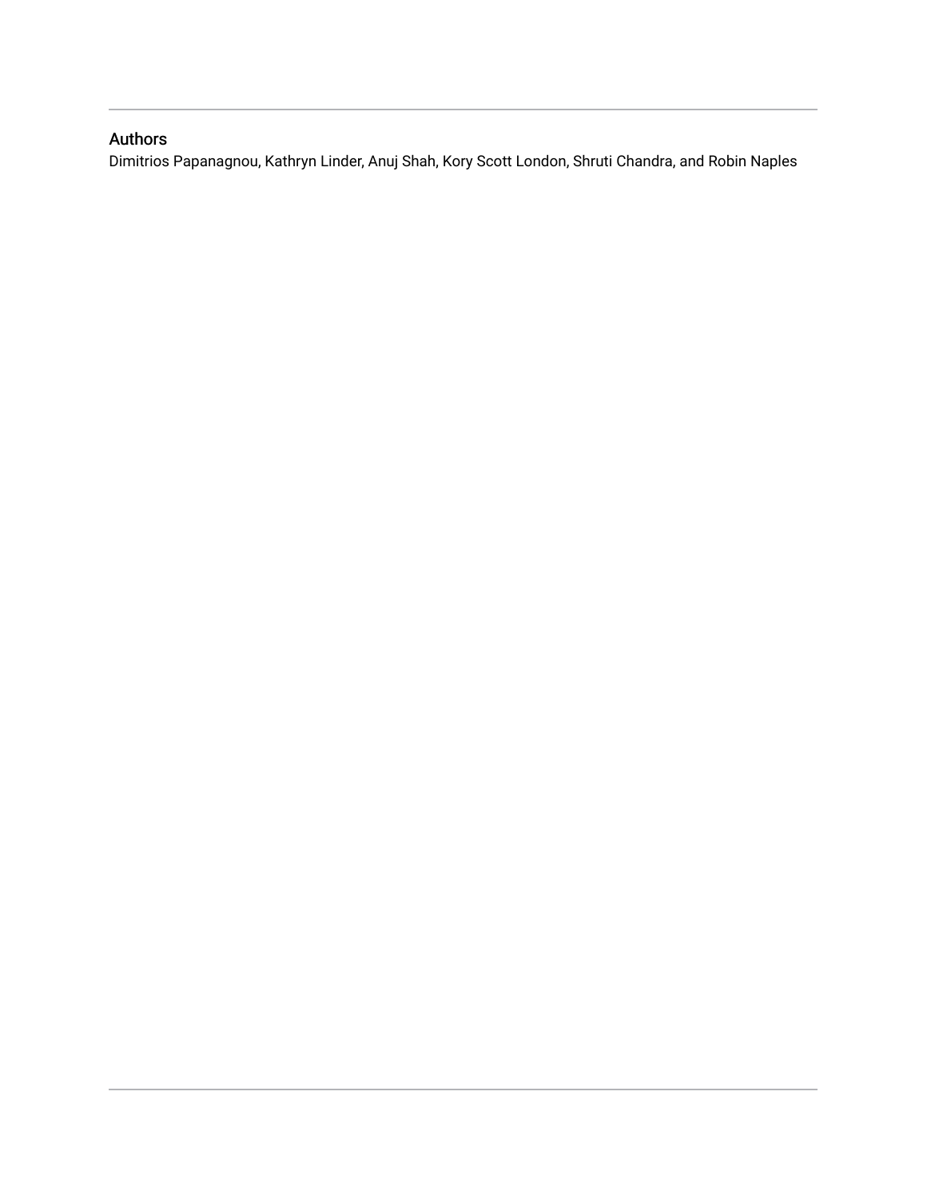## Authors

Dimitrios Papanagnou, Kathryn Linder, Anuj Shah, Kory Scott London, Shruti Chandra, and Robin Naples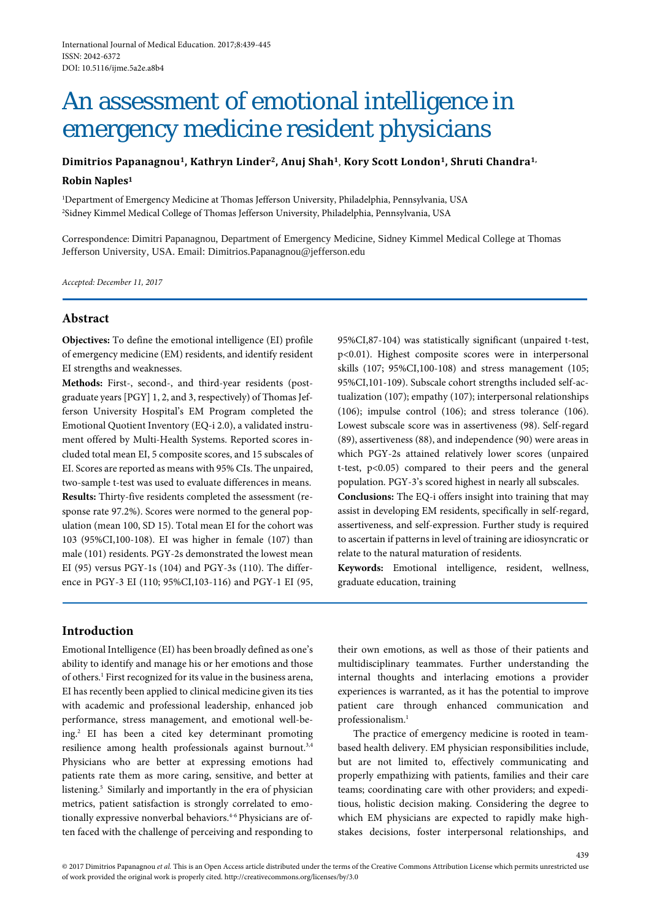# An assessment of emotional intelligence in emergency medicine resident physicians

**Dimitrios Papanagnou[1], Kathryn Linder[2], Anuj Shah[1], Kory Scott London[1], Shruti Chandra[1], Robin Naples[1]**

[1]Department of Emergency Medicine at Thomas Jefferson University, Philadelphia, Pennsylvania, USA
[2]Sidney Kimmel Medical College of Thomas Jefferson University, Philadelphia, Pennsylvania, USA

Correspondence: Dimitri Papanagnou, Department of Emergency Medicine, Sidney Kimmel Medical College at Thomas Jefferson University, USA. Email: Dimitrios.Papanagnou@jefferson.edu

*Accepted: December 11, 2017*

## Abstract

**Objectives:** To define the emotional intelligence (EI) profile of emergency medicine (EM) residents, and identify resident EI strengths and weaknesses.

**Methods:** First-, second-, and third-year residents (postgraduate years [PGY] 1, 2, and 3, respectively) of Thomas Jefferson University Hospital's EM Program completed the Emotional Quotient Inventory (EQ-i 2.0), a validated instrument offered by Multi-Health Systems. Reported scores included total mean EI, 5 composite scores, and 15 subscales of EI. Scores are reported as means with 95% CIs. The unpaired, two-sample t-test was used to evaluate differences in means.

**Results:** Thirty-five residents completed the assessment (response rate 97.2%). Scores were normed to the general population (mean 100, SD 15). Total mean EI for the cohort was 103 (95%CI,100-108). EI was higher in female (107) than male (101) residents. PGY-2s demonstrated the lowest mean EI (95) versus PGY-1s (104) and PGY-3s (110). The difference in PGY-3 EI (110; 95%CI,103-116) and PGY-1 EI (95, 95%CI,87-104) was statistically significant (unpaired t-test, $p<0.01$). Highest composite scores were in interpersonal skills (107; 95%CI,100-108) and stress management (105; 95%CI,101-109). Subscale cohort strengths included self-actualization (107); empathy (107); interpersonal relationships (106); impulse control (106); and stress tolerance (106). Lowest subscale score was in assertiveness (98). Self-regard (89), assertiveness (88), and independence (90) were areas in which PGY-2s attained relatively lower scores (unpaired t-test, $p<0.05$) compared to their peers and the general population. PGY-3's scored highest in nearly all subscales.

**Conclusions:** The EQ-i offers insight into training that may assist in developing EM residents, specifically in self-regard, assertiveness, and self-expression. Further study is required to ascertain if patterns in level of training are idiosyncratic or relate to the natural maturation of residents.

**Keywords:** Emotional intelligence, resident, wellness, graduate education, training

## Introduction

Emotional Intelligence (EI) has been broadly defined as one's ability to identify and manage his or her emotions and those of others.[1] First recognized for its value in the business arena, EI has recently been applied to clinical medicine given its ties with academic and professional leadership, enhanced job performance, stress management, and emotional well-being.[2] EI has been a cited key determinant promoting resilience among health professionals against burnout.[3,4] Physicians who are better at expressing emotions had patients rate them as more caring, sensitive, and better at listening.[5] Similarly and importantly in the era of physician metrics, patient satisfaction is strongly correlated to emotionally expressive nonverbal behaviors.[4-6] Physicians are often faced with the challenge of perceiving and responding to their own emotions, as well as those of their patients and multidisciplinary teammates. Further understanding the internal thoughts and interlacing emotions a provider experiences is warranted, as it has the potential to improve patient care through enhanced communication and professionalism.[1]

The practice of emergency medicine is rooted in team-based health delivery. EM physician responsibilities include, but are not limited to, effectively communicating and properly empathizing with patients, families and their care teams; coordinating care with other providers; and expeditious, holistic decision making. Considering the degree to which EM physicians are expected to rapidly make high-stakes decisions, foster interpersonal relationships, and

© 2017 Dimitrios Papanagnou *et al.* This is an Open Access article distributed under the terms of the Creative Commons Attribution License which permits unrestricted use of work provided the original work is properly cited. http://creativecommons.org/licenses/by/3.0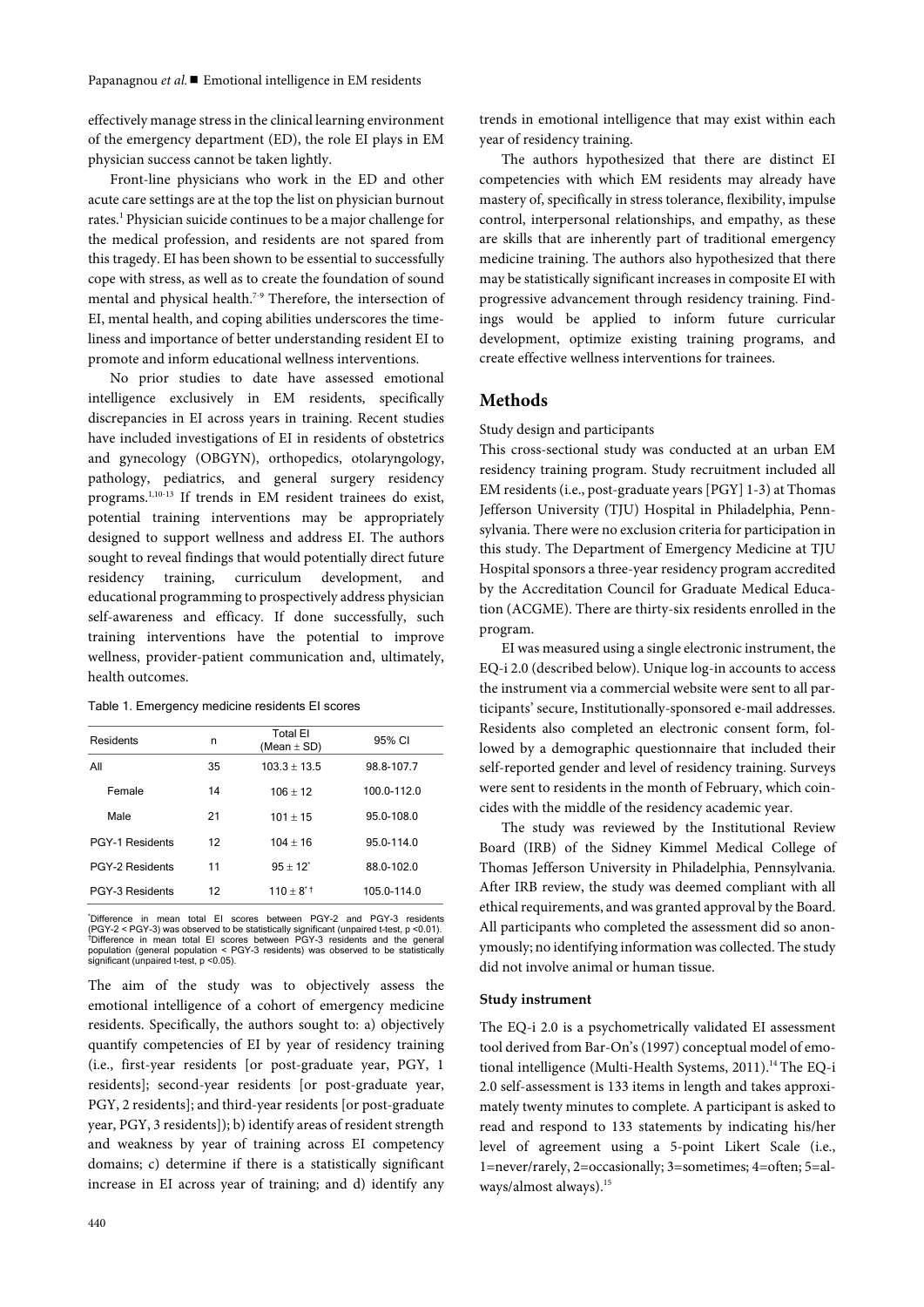effectively manage stress in the clinical learning environment of the emergency department (ED), the role EI plays in EM physician success cannot be taken lightly.

Front-line physicians who work in the ED and other acute care settings are at the top the list on physician burnout rates.[1] Physician suicide continues to be a major challenge for the medical profession, and residents are not spared from this tragedy. EI has been shown to be essential to successfully cope with stress, as well as to create the foundation of sound mental and physical health.[7-9] Therefore, the intersection of EI, mental health, and coping abilities underscores the timeliness and importance of better understanding resident EI to promote and inform educational wellness interventions.

No prior studies to date have assessed emotional intelligence exclusively in EM residents, specifically discrepancies in EI across years in training. Recent studies have included investigations of EI in residents of obstetrics and gynecology (OBGYN), orthopedics, otolaryngology, pathology, pediatrics, and general surgery residency programs.[1,10-13] If trends in EM resident trainees do exist, potential training interventions may be appropriately designed to support wellness and address EI. The authors sought to reveal findings that would potentially direct future residency training, curriculum development, and educational programming to prospectively address physician self-awareness and efficacy. If done successfully, such training interventions have the potential to improve wellness, provider-patient communication and, ultimately, health outcomes.

Table 1. Emergency medicine residents EI scores

| Residents | n | Total EI (Mean ± SD) | 95% CI |
|---|---|---|---|
| All | 35 | 103.3 ± 13.5 | 98.8-107.7 |
| Female | 14 | 106 ± 12 | 100.0-112.0 |
| Male | 21 | 101 ± 15 | 95.0-108.0 |
| PGY-1 Residents | 12 | 104 ± 16 | 95.0-114.0 |
| PGY-2 Residents | 11 | 95 ± 12* | 88.0-102.0 |
| PGY-3 Residents | 12 | 110 ± 8*† | 105.0-114.0 |

*Difference in mean total EI scores between PGY-2 and PGY-3 residents (PGY-2 < PGY-3) was observed to be statistically significant (unpaired t-test, $p < 0.01$). †Difference in mean total EI scores between PGY-3 residents and the general population (general population < PGY-3 residents) was observed to be statistically significant (unpaired t-test, $p < 0.05$).

The aim of the study was to objectively assess the emotional intelligence of a cohort of emergency medicine residents. Specifically, the authors sought to: a) objectively quantify competencies of EI by year of residency training (i.e., first-year residents [or post-graduate year, PGY, 1 residents]; second-year residents [or post-graduate year, PGY, 2 residents]; and third-year residents [or post-graduate year, PGY, 3 residents]); b) identify areas of resident strength and weakness by year of training across EI competency domains; c) determine if there is a statistically significant increase in EI across year of training; and d) identify any trends in emotional intelligence that may exist within each year of residency training.

The authors hypothesized that there are distinct EI competencies with which EM residents may already have mastery of, specifically in stress tolerance, flexibility, impulse control, interpersonal relationships, and empathy, as these are skills that are inherently part of traditional emergency medicine training. The authors also hypothesized that there may be statistically significant increases in composite EI with progressive advancement through residency training. Findings would be applied to inform future curricular development, optimize existing training programs, and create effective wellness interventions for trainees.

## Methods

Study design and participants

This cross-sectional study was conducted at an urban EM residency training program. Study recruitment included all EM residents (i.e., post-graduate years [PGY] 1-3) at Thomas Jefferson University (TJU) Hospital in Philadelphia, Pennsylvania. There were no exclusion criteria for participation in this study. The Department of Emergency Medicine at TJU Hospital sponsors a three-year residency program accredited by the Accreditation Council for Graduate Medical Education (ACGME). There are thirty-six residents enrolled in the program.

EI was measured using a single electronic instrument, the EQ-i 2.0 (described below). Unique log-in accounts to access the instrument via a commercial website were sent to all participants' secure, Institutionally-sponsored e-mail addresses. Residents also completed an electronic consent form, followed by a demographic questionnaire that included their self-reported gender and level of residency training. Surveys were sent to residents in the month of February, which coincides with the middle of the residency academic year.

The study was reviewed by the Institutional Review Board (IRB) of the Sidney Kimmel Medical College of Thomas Jefferson University in Philadelphia, Pennsylvania. After IRB review, the study was deemed compliant with all ethical requirements, and was granted approval by the Board. All participants who completed the assessment did so anonymously; no identifying information was collected. The study did not involve animal or human tissue.

### Study instrument

The EQ-i 2.0 is a psychometrically validated EI assessment tool derived from Bar-On's (1997) conceptual model of emotional intelligence (Multi-Health Systems, 2011).[14] The EQ-i 2.0 self-assessment is 133 items in length and takes approximately twenty minutes to complete. A participant is asked to read and respond to 133 statements by indicating his/her level of agreement using a 5-point Likert Scale (i.e., 1=never/rarely, 2=occasionally; 3=sometimes; 4=often; 5=always/almost always).[15]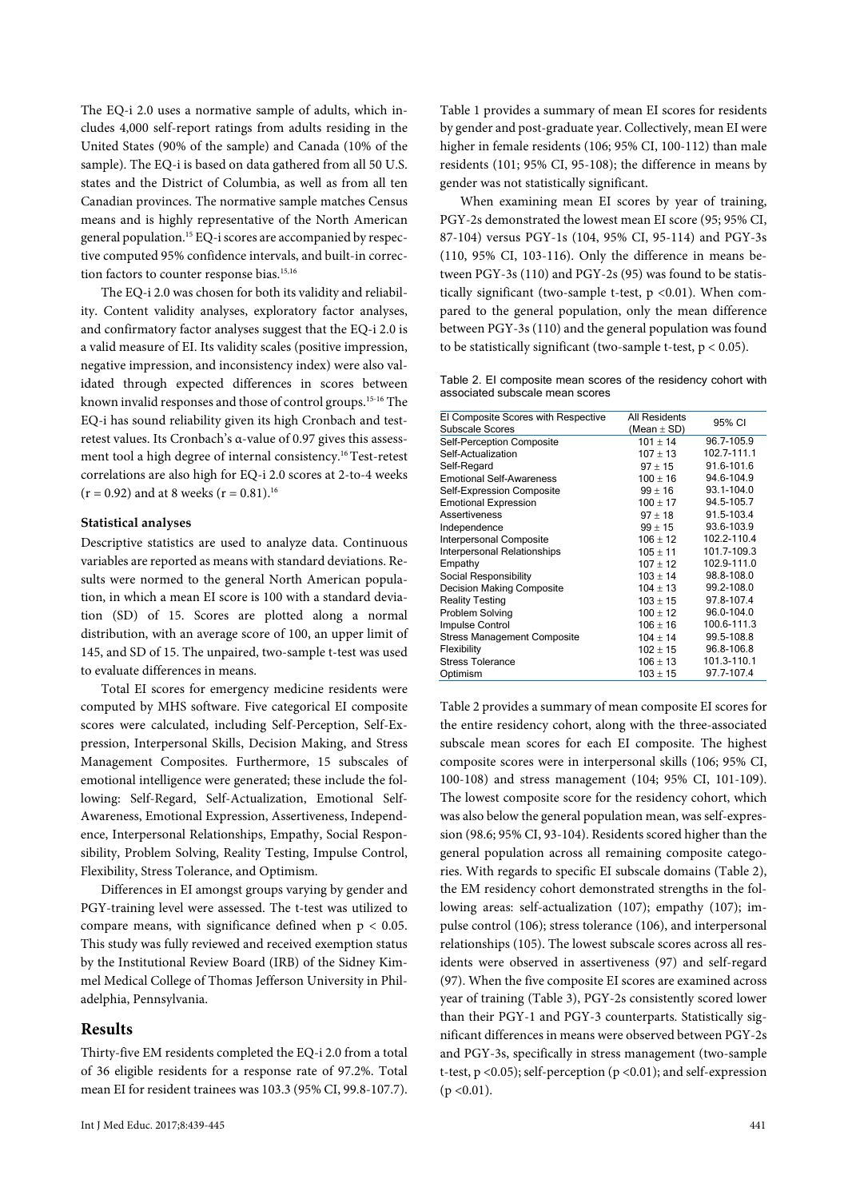The EQ-i 2.0 uses a normative sample of adults, which includes 4,000 self-report ratings from adults residing in the United States (90% of the sample) and Canada (10% of the sample). The EQ-i is based on data gathered from all 50 U.S. states and the District of Columbia, as well as from all ten Canadian provinces. The normative sample matches Census means and is highly representative of the North American general population.[15] EQ-i scores are accompanied by respective computed 95% confidence intervals, and built-in correction factors to counter response bias.[15,16]

The EQ-i 2.0 was chosen for both its validity and reliability. Content validity analyses, exploratory factor analyses, and confirmatory factor analyses suggest that the EQ-i 2.0 is a valid measure of EI. Its validity scales (positive impression, negative impression, and inconsistency index) were also validated through expected differences in scores between known invalid responses and those of control groups.[15-16] The EQ-i has sound reliability given its high Cronbach and test-retest values. Its Cronbach's α-value of 0.97 gives this assessment tool a high degree of internal consistency.[16] Test-retest correlations are also high for EQ-i 2.0 scores at 2-to-4 weeks ($r = 0.92$) and at 8 weeks ($r = 0.81$).[16]

**Statistical analyses**

Descriptive statistics are used to analyze data. Continuous variables are reported as means with standard deviations. Results were normed to the general North American population, in which a mean EI score is 100 with a standard deviation (SD) of 15. Scores are plotted along a normal distribution, with an average score of 100, an upper limit of 145, and SD of 15. The unpaired, two-sample t-test was used to evaluate differences in means.

Total EI scores for emergency medicine residents were computed by MHS software. Five categorical EI composite scores were calculated, including Self-Perception, Self-Expression, Interpersonal Skills, Decision Making, and Stress Management Composites. Furthermore, 15 subscales of emotional intelligence were generated; these include the following: Self-Regard, Self-Actualization, Emotional Self-Awareness, Emotional Expression, Assertiveness, Independence, Interpersonal Relationships, Empathy, Social Responsibility, Problem Solving, Reality Testing, Impulse Control, Flexibility, Stress Tolerance, and Optimism.

Differences in EI amongst groups varying by gender and PGY-training level were assessed. The t-test was utilized to compare means, with significance defined when $p < 0.05$. This study was fully reviewed and received exemption status by the Institutional Review Board (IRB) of the Sidney Kimmel Medical College of Thomas Jefferson University in Philadelphia, Pennsylvania.

## Results

Thirty-five EM residents completed the EQ-i 2.0 from a total of 36 eligible residents for a response rate of 97.2%. Total mean EI for resident trainees was 103.3 (95% CI, 99.8-107.7).

Table 1 provides a summary of mean EI scores for residents by gender and post-graduate year. Collectively, mean EI were higher in female residents (106; 95% CI, 100-112) than male residents (101; 95% CI, 95-108); the difference in means by gender was not statistically significant.

When examining mean EI scores by year of training, PGY-2s demonstrated the lowest mean EI score (95; 95% CI, 87-104) versus PGY-1s (104, 95% CI, 95-114) and PGY-3s (110, 95% CI, 103-116). Only the difference in means between PGY-3s (110) and PGY-2s (95) was found to be statistically significant (two-sample t-test, $p < 0.01$). When compared to the general population, only the mean difference between PGY-3s (110) and the general population was found to be statistically significant (two-sample t-test, $p < 0.05$).

Table 2. EI composite mean scores of the residency cohort with associated subscale mean scores

| EI Composite Scores with Respective Subscale Scores | All Residents (Mean ± SD) | 95% CI |
|---|---|---|
| Self-Perception Composite | 101 ± 14 | 96.7-105.9 |
| Self-Actualization | 107 ± 13 | 102.7-111.1 |
| Self-Regard | 97 ± 15 | 91.6-101.6 |
| Emotional Self-Awareness | 100 ± 16 | 94.6-104.9 |
| Self-Expression Composite | 99 ± 16 | 93.1-104.0 |
| Emotional Expression | 100 ± 17 | 94.5-105.7 |
| Assertiveness | 97 ± 18 | 91.5-103.4 |
| Independence | 99 ± 15 | 93.6-103.9 |
| Interpersonal Composite | 106 ± 12 | 102.2-110.4 |
| Interpersonal Relationships | 105 ± 11 | 101.7-109.3 |
| Empathy | 107 ± 12 | 102.9-111.0 |
| Social Responsibility | 103 ± 14 | 98.8-108.0 |
| Decision Making Composite | 104 ± 13 | 99.2-108.0 |
| Reality Testing | 103 ± 15 | 97.8-107.4 |
| Problem Solving | 100 ± 12 | 96.0-104.0 |
| Impulse Control | 106 ± 16 | 100.6-111.3 |
| Stress Management Composite | 104 ± 14 | 99.5-108.8 |
| Flexibility | 102 ± 15 | 96.8-106.8 |
| Stress Tolerance | 106 ± 13 | 101.3-110.1 |
| Optimism | 103 ± 15 | 97.7-107.4 |

Table 2 provides a summary of mean composite EI scores for the entire residency cohort, along with the three-associated subscale mean scores for each EI composite. The highest composite scores were in interpersonal skills (106; 95% CI, 100-108) and stress management (104; 95% CI, 101-109). The lowest composite score for the residency cohort, which was also below the general population mean, was self-expression (98.6; 95% CI, 93-104). Residents scored higher than the general population across all remaining composite categories. With regards to specific EI subscale domains (Table 2), the EM residency cohort demonstrated strengths in the following areas: self-actualization (107); empathy (107); impulse control (106); stress tolerance (106), and interpersonal relationships (105). The lowest subscale scores across all residents were observed in assertiveness (97) and self-regard (97). When the five composite EI scores are examined across year of training (Table 3), PGY-2s consistently scored lower than their PGY-1 and PGY-3 counterparts. Statistically significant differences in means were observed between PGY-2s and PGY-3s, specifically in stress management (two-sample t-test, $p < 0.05$); self-perception ($p < 0.01$); and self-expression ($p < 0.01$).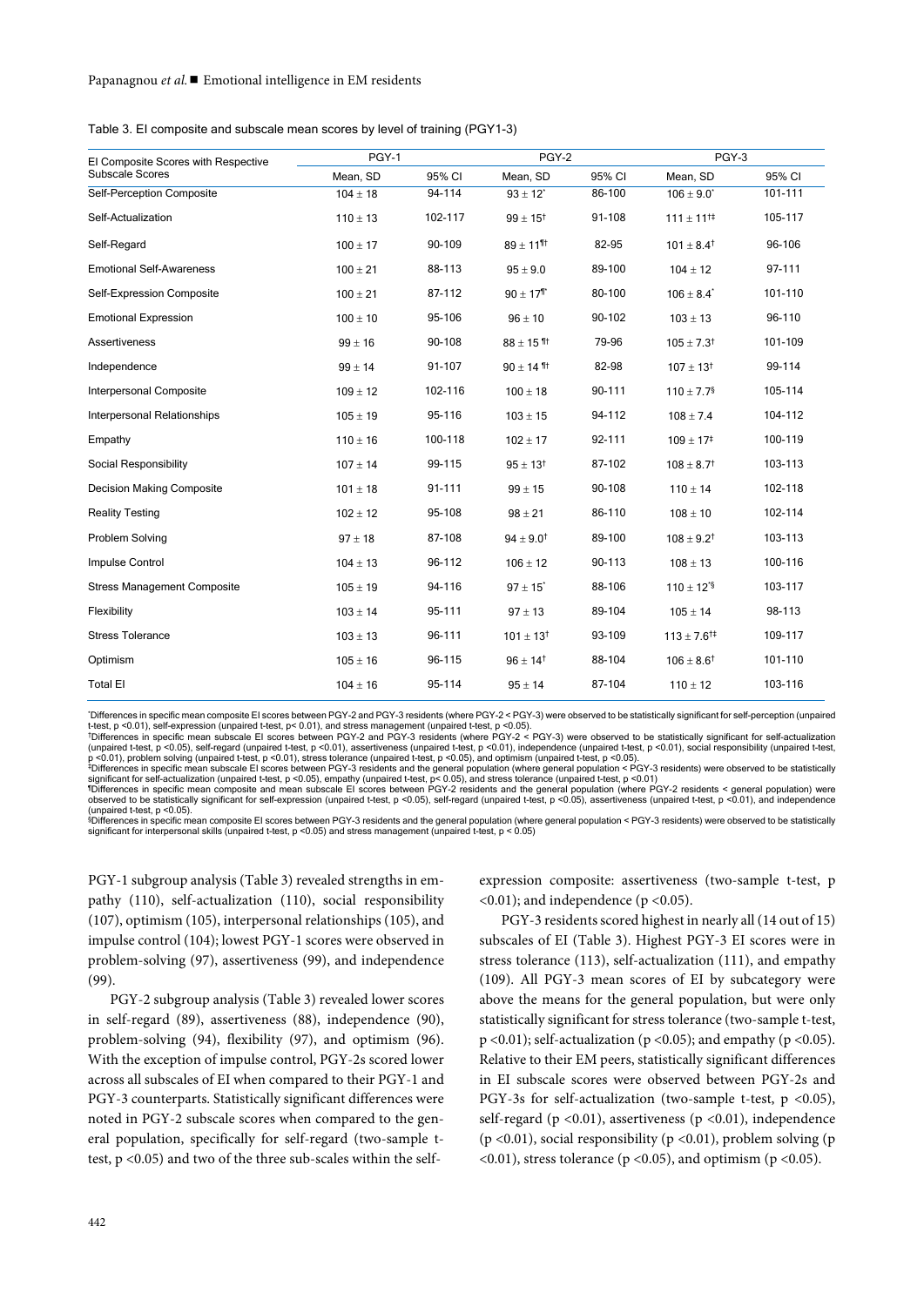Table 3. EI composite and subscale mean scores by level of training (PGY1-3)

| EI Composite Scores with Respective Subscale Scores | PGY-1 | | PGY-2 | | PGY-3 | |
|---|---|---|---|---|---|---|
| | Mean, SD | 95% CI | Mean, SD | 95% CI | Mean, SD | 95% CI |
| Self-Perception Composite | 104 ± 18 | 94-114 | 93 ± 12* | 86-100 | 106 ± 9.0* | 101-111 |
| Self-Actualization | 110 ± 13 | 102-117 | 99 ± 15† | 91-108 | 111 ± 11†‡ | 105-117 |
| Self-Regard | 100 ± 17 | 90-109 | 89 ± 11¶† | 82-95 | 101 ± 8.4† | 96-106 |
| Emotional Self-Awareness | 100 ± 21 | 88-113 | 95 ± 9.0 | 89-100 | 104 ± 12 | 97-111 |
| Self-Expression Composite | 100 ± 21 | 87-112 | 90 ± 17¶* | 80-100 | 106 ± 8.4* | 101-110 |
| Emotional Expression | 100 ± 10 | 95-106 | 96 ± 10 | 90-102 | 103 ± 13 | 96-110 |
| Assertiveness | 99 ± 16 | 90-108 | 88 ± 15 ¶† | 79-96 | 105 ± 7.3† | 101-109 |
| Independence | 99 ± 14 | 91-107 | 90 ± 14 ¶† | 82-98 | 107 ± 13† | 99-114 |
| Interpersonal Composite | 109 ± 12 | 102-116 | 100 ± 18 | 90-111 | 110 ± 7.7§ | 105-114 |
| Interpersonal Relationships | 105 ± 19 | 95-116 | 103 ± 15 | 94-112 | 108 ± 7.4 | 104-112 |
| Empathy | 110 ± 16 | 100-118 | 102 ± 17 | 92-111 | 109 ± 17‡ | 100-119 |
| Social Responsibility | 107 ± 14 | 99-115 | 95 ± 13† | 87-102 | 108 ± 8.7† | 103-113 |
| Decision Making Composite | 101 ± 18 | 91-111 | 99 ± 15 | 90-108 | 110 ± 14 | 102-118 |
| Reality Testing | 102 ± 12 | 95-108 | 98 ± 21 | 86-110 | 108 ± 10 | 102-114 |
| Problem Solving | 97 ± 18 | 87-108 | 94 ± 9.0† | 89-100 | 108 ± 9.2† | 103-113 |
| Impulse Control | 104 ± 13 | 96-112 | 106 ± 12 | 90-113 | 108 ± 13 | 100-116 |
| Stress Management Composite | 105 ± 19 | 94-116 | 97 ± 15* | 88-106 | 110 ± 12*§ | 103-117 |
| Flexibility | 103 ± 14 | 95-111 | 97 ± 13 | 89-104 | 105 ± 14 | 98-113 |
| Stress Tolerance | 103 ± 13 | 96-111 | 101 ± 13† | 93-109 | 113 ± 7.6†‡ | 109-117 |
| Optimism | 105 ± 16 | 96-115 | 96 ± 14† | 88-104 | 106 ± 8.6† | 101-110 |
| Total EI | 104 ± 16 | 95-114 | 95 ± 14 | 87-104 | 110 ± 12 | 103-116 |

*Differences in specific mean composite EI scores between PGY-2 and PGY-3 residents (where PGY-2 < PGY-3) were observed to be statistically significant for self-perception (unpaired t-test, p <0.01), self-expression (unpaired t-test, p< 0.01), and stress management (unpaired t-test, p <0.05).
†Differences in specific mean subscale EI scores between PGY-2 and PGY-3 residents (where PGY-2 < PGY-3) were observed to be statistically significant for self-actualization (unpaired t-test, p <0.05), self-regard (unpaired t-test, p <0.01), assertiveness (unpaired t-test, p <0.01), independence (unpaired t-test, p <0.01), social responsibility (unpaired t-test, p <0.01), problem solving (unpaired t-test, p <0.01), stress tolerance (unpaired t-test, p <0.05), and optimism (unpaired t-test, p <0.05).
‡Differences in specific mean subscale EI scores between PGY-3 residents and the general population (where general population < PGY-3 residents) were observed to be statistically significant for self-actualization (unpaired t-test, p <0.05), empathy (unpaired t-test, p< 0.05), and stress tolerance (unpaired t-test, p <0.01)
¶Differences in specific mean composite and mean subscale EI scores between PGY-2 residents and the general population (where PGY-2 residents < general population) were observed to be statistically significant for self-expression (unpaired t-test, p <0.05), self-regard (unpaired t-test, p <0.05), assertiveness (unpaired t-test, p <0.01), and independence (unpaired t-test, p <0.05).
§Differences in specific mean composite EI scores between PGY-3 residents and the general population (where general population < PGY-3 residents) were observed to be statistically significant for interpersonal skills (unpaired t-test, p <0.05) and stress management (unpaired t-test, p < 0.05)

PGY-1 subgroup analysis (Table 3) revealed strengths in empathy (110), self-actualization (110), social responsibility (107), optimism (105), interpersonal relationships (105), and impulse control (104); lowest PGY-1 scores were observed in problem-solving (97), assertiveness (99), and independence (99).

PGY-2 subgroup analysis (Table 3) revealed lower scores in self-regard (89), assertiveness (88), independence (90), problem-solving (94), flexibility (97), and optimism (96). With the exception of impulse control, PGY-2s scored lower across all subscales of EI when compared to their PGY-1 and PGY-3 counterparts. Statistically significant differences were noted in PGY-2 subscale scores when compared to the general population, specifically for self-regard (two-sample t-test, $p < 0.05$) and two of the three sub-scales within the self-expression composite: assertiveness (two-sample t-test, $p < 0.01$); and independence ($p < 0.05$).

PGY-3 residents scored highest in nearly all (14 out of 15) subscales of EI (Table 3). Highest PGY-3 EI scores were in stress tolerance (113), self-actualization (111), and empathy (109). All PGY-3 mean scores of EI by subcategory were above the means for the general population, but were only statistically significant for stress tolerance (two-sample t-test, $p < 0.01$); self-actualization ($p < 0.05$); and empathy ($p < 0.05$). Relative to their EM peers, statistically significant differences in EI subscale scores were observed between PGY-2s and PGY-3s for self-actualization (two-sample t-test, $p < 0.05$), self-regard ($p < 0.01$), assertiveness ($p < 0.01$), independence ($p < 0.01$), social responsibility ($p < 0.01$), problem solving ($p < 0.01$), stress tolerance ($p < 0.05$), and optimism ($p < 0.05$).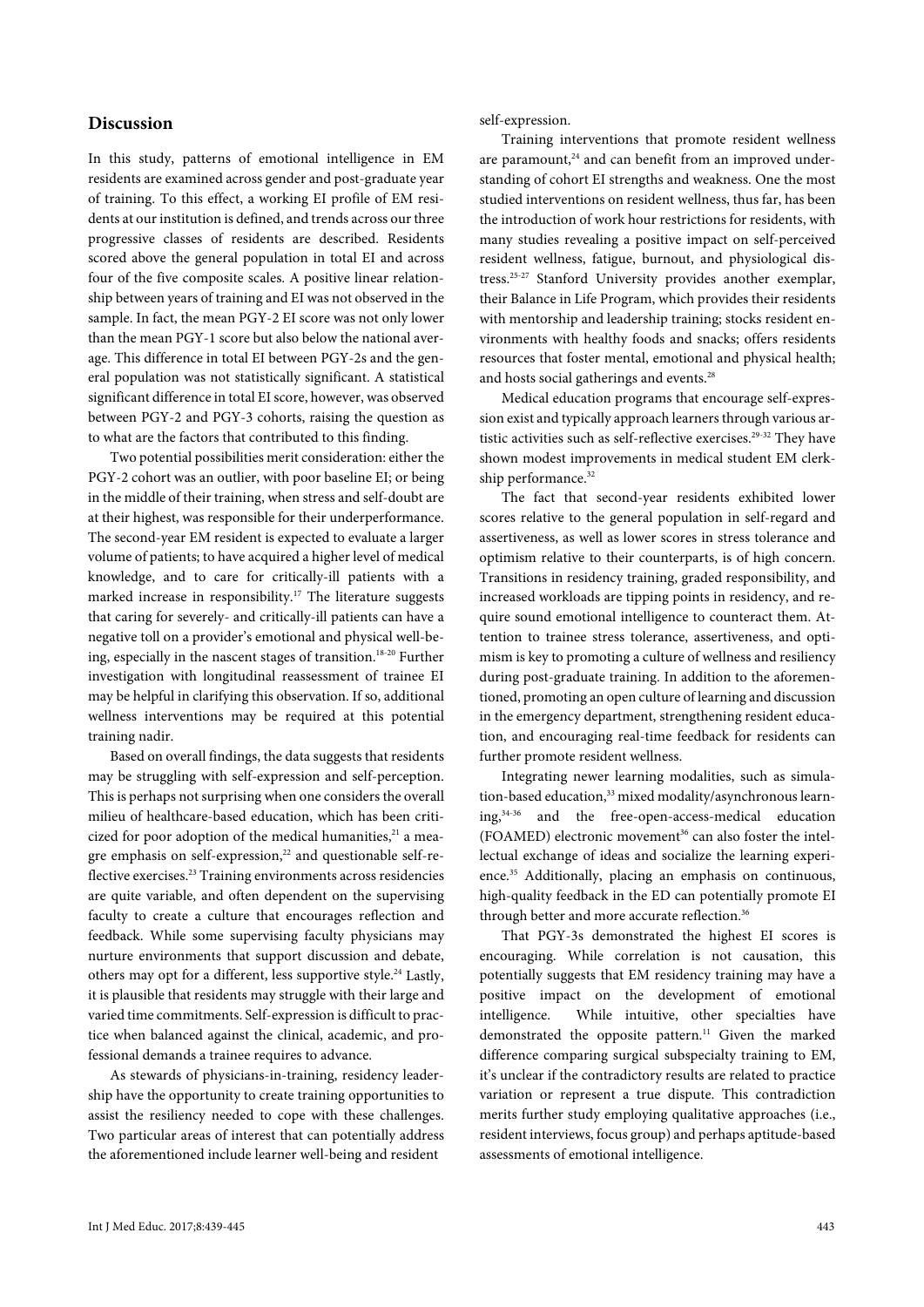## Discussion

In this study, patterns of emotional intelligence in EM residents are examined across gender and post-graduate year of training. To this effect, a working EI profile of EM residents at our institution is defined, and trends across our three progressive classes of residents are described. Residents scored above the general population in total EI and across four of the five composite scales. A positive linear relationship between years of training and EI was not observed in the sample. In fact, the mean PGY-2 EI score was not only lower than the mean PGY-1 score but also below the national average. This difference in total EI between PGY-2s and the general population was not statistically significant. A statistical significant difference in total EI score, however, was observed between PGY-2 and PGY-3 cohorts, raising the question as to what are the factors that contributed to this finding.

Two potential possibilities merit consideration: either the PGY-2 cohort was an outlier, with poor baseline EI; or being in the middle of their training, when stress and self-doubt are at their highest, was responsible for their underperformance. The second-year EM resident is expected to evaluate a larger volume of patients; to have acquired a higher level of medical knowledge, and to care for critically-ill patients with a marked increase in responsibility.[17] The literature suggests that caring for severely- and critically-ill patients can have a negative toll on a provider's emotional and physical well-being, especially in the nascent stages of transition.[18-20] Further investigation with longitudinal reassessment of trainee EI may be helpful in clarifying this observation. If so, additional wellness interventions may be required at this potential training nadir.

Based on overall findings, the data suggests that residents may be struggling with self-expression and self-perception. This is perhaps not surprising when one considers the overall milieu of healthcare-based education, which has been criticized for poor adoption of the medical humanities,[21] a meagre emphasis on self-expression,[22] and questionable self-reflective exercises.[23] Training environments across residencies are quite variable, and often dependent on the supervising faculty to create a culture that encourages reflection and feedback. While some supervising faculty physicians may nurture environments that support discussion and debate, others may opt for a different, less supportive style.[24] Lastly, it is plausible that residents may struggle with their large and varied time commitments. Self-expression is difficult to practice when balanced against the clinical, academic, and professional demands a trainee requires to advance.

As stewards of physicians-in-training, residency leadership have the opportunity to create training opportunities to assist the resiliency needed to cope with these challenges. Two particular areas of interest that can potentially address the aforementioned include learner well-being and resident self-expression.

Training interventions that promote resident wellness are paramount,[24] and can benefit from an improved understanding of cohort EI strengths and weakness. The most studied interventions on resident wellness, thus far, has been the introduction of work hour restrictions for residents, with many studies revealing a positive impact on self-perceived resident wellness, fatigue, burnout, and physiological distress.[25-27] Stanford University provides another exemplar, their Balance in Life Program, which provides their residents with mentorship and leadership training; stocks resident environments with healthy foods and snacks; offers residents resources that foster mental, emotional and physical health; and hosts social gatherings and events.[28]

Medical education programs that encourage self-expression exist and typically approach learners through various artistic activities such as self-reflective exercises.[29-32] They have shown modest improvements in medical student EM clerkship performance.[32]

The fact that second-year residents exhibited lower scores relative to the general population in self-regard and assertiveness, as well as lower scores in stress tolerance and optimism relative to their counterparts, is of high concern. Transitions in residency training, graded responsibility, and increased workloads are tipping points in residency, and require sound emotional intelligence to counteract them. Attention to trainee stress tolerance, assertiveness, and optimism is key to promoting a culture of wellness and resiliency during post-graduate training. In addition to the aforementioned, promoting an open culture of learning and discussion in the emergency department, strengthening resident education, and encouraging real-time feedback for residents can further promote resident wellness.

Integrating newer learning modalities, such as simulation-based education,[33] mixed modality/asynchronous learning,[34-36] and the free-open-access-medical education (FOAMED) electronic movement[36] can also foster the intellectual exchange of ideas and socialize the learning experience.[35] Additionally, placing an emphasis on continuous, high-quality feedback in the ED can potentially promote EI through better and more accurate reflection.[36]

That PGY-3s demonstrated the highest EI scores is encouraging. While correlation is not causation, this potentially suggests that EM residency training may have a positive impact on the development of emotional intelligence. While intuitive, other specialties have demonstrated the opposite pattern.[11] Given the marked difference comparing surgical subspecialty training to EM, it's unclear if the contradictory results are related to practice variation or represent a true dispute. This contradiction merits further study employing qualitative approaches (i.e., resident interviews, focus group) and perhaps aptitude-based assessments of emotional intelligence.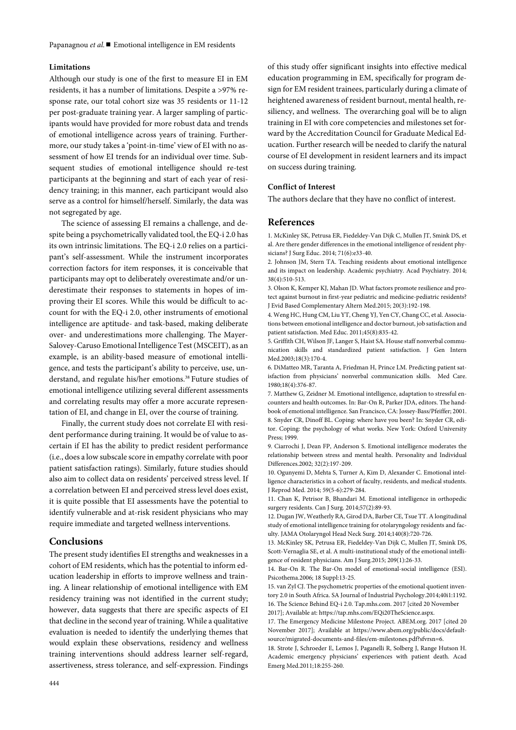### Limitations

Although our study is one of the first to measure EI in EM residents, it has a number of limitations. Despite a >97% response rate, our total cohort size was 35 residents or 11-12 per post-graduate training year. A larger sampling of participants would have provided for more robust data and trends of emotional intelligence across years of training. Furthermore, our study takes a 'point-in-time' view of EI with no assessment of how EI trends for an individual over time. Subsequent studies of emotional intelligence should re-test participants at the beginning and start of each year of residency training; in this manner, each participant would also serve as a control for himself/herself. Similarly, the data was not segregated by age.

The science of assessing EI remains a challenge, and despite being a psychometrically validated tool, the EQ-i 2.0 has its own intrinsic limitations. The EQ-i 2.0 relies on a participant's self-assessment. While the instrument incorporates correction factors for item responses, it is conceivable that participants may opt to deliberately overestimate and/or underestimate their responses to statements in hopes of improving their EI scores. While this would be difficult to account for with the EQ-i 2.0, other instruments of emotional intelligence are aptitude- and task-based, making deliberate over- and underestimations more challenging. The Mayer-Salovey-Caruso Emotional Intelligence Test (MSCEIT), as an example, is an ability-based measure of emotional intelligence, and tests the participant's ability to perceive, use, understand, and regulate his/her emotions.[38] Future studies of emotional intelligence utilizing several different assessments and correlating results may offer a more accurate representation of EI, and change in EI, over the course of training.

Finally, the current study does not correlate EI with resident performance during training. It would be of value to ascertain if EI has the ability to predict resident performance (i.e., does a low subscale score in empathy correlate with poor patient satisfaction ratings). Similarly, future studies should also aim to collect data on residents' perceived stress level. If a correlation between EI and perceived stress level does exist, it is quite possible that EI assessments have the potential to identify vulnerable and at-risk resident physicians who may require immediate and targeted wellness interventions.

## Conclusions

The present study identifies EI strengths and weaknesses in a cohort of EM residents, which has the potential to inform education leadership in efforts to improve wellness and training. A linear relationship of emotional intelligence with EM residency training was not identified in the current study; however, data suggests that there are specific aspects of EI that decline in the second year of training. While a qualitative evaluation is needed to identify the underlying themes that would explain these observations, residency and wellness training interventions should address learner self-regard, assertiveness, stress tolerance, and self-expression. Findings of this study offer significant insights into effective medical education programming in EM, specifically for program design for EM resident trainees, particularly during a climate of heightened awareness of resident burnout, mental health, resiliency, and wellness. The overarching goal will be to align training in EI with core competencies and milestones set forward by the Accreditation Council for Graduate Medical Education. Further research will be needed to clarify the natural course of EI development in resident learners and its impact on success during training.

### Conflict of Interest

The authors declare that they have no conflict of interest.

## References

1. McKinley SK, Petrusa ER, Fiedeldey-Van Dijk C, Mullen JT, Smink DS, et al. Are there gender differences in the emotional intelligence of resident physicians? J Surg Educ. 2014; 71(6):e33-40.
2. Johnson JM, Stern TA. Teaching residents about emotional intelligence and its impact on leadership. Academic psychiatry. Acad Psychiatry. 2014; 38(4):510-513.
3. Olson K, Kemper KJ, Mahan JD. What factors promote resilience and protect against burnout in first-year pediatric and medicine-pediatric residents? J Evid Based Complementary Altern Med.2015; 20(3):192-198.
4. Weng HC, Hung CM, Liu YT, Cheng YJ, Yen CY, Chang CC, et al. Associations between emotional intelligence and doctor burnout, job satisfaction and patient satisfaction. Med Educ. 2011;45(8):835-42.
5. Griffith CH, Wilson JF, Langer S, Haist SA. House staff nonverbal communication skills and standardized patient satisfaction. J Gen Intern Med.2003;18(3):170-4.
6. DiMatteo MR, Taranta A, Friedman H, Prince LM. Predicting patient satisfaction from physicians' nonverbal communication skills. Med Care. 1980;18(4):376-87.
7. Matthew G, Zeidner M. Emotional intelligence, adaptation to stressful encounters and health outcomes. In: Bar-On R, Parker JDA, editors. The handbook of emotional intelligence. San Francisco, CA: Jossey-Bass/Pfeiffer; 2001.
8. Snyder CR, Dinoff BL. Coping: where have you been? In: Snyder CR, editor. Coping: the psychology of what works. New York: Oxford University Press; 1999.
9. Ciarrochi J, Dean FP, Anderson S. Emotional intelligence moderates the relationship between stress and mental health. Personality and Individual Differences.2002; 32(2):197-209.
10. Ogunyemi D, Mehta S, Turner A, Kim D, Alexander C. Emotional intelligence characteristics in a cohort of faculty, residents, and medical students. J Reprod Med. 2014; 59(5-6):279-284.
11. Chan K, Petrisor B, Bhandari M. Emotional intelligence in orthopedic surgery residents. Can J Surg. 2014;57(2):89-93.
12. Dugan JW, Weatherly RA, Girod DA, Barber CE, Tsue TT. A longitudinal study of emotional intelligence training for otolaryngology residents and faculty. JAMA Otolaryngol Head Neck Surg. 2014;140(8):720-726.
13. McKinley SK, Petrusa ER, Fiedeldey-Van Dijk C, Mullen JT, Smink DS, Scott-Vernaglia SE, et al. A multi-institutional study of the emotional intelligence of resident physicians. Am J Surg.2015; 209(1):26-33.
14. Bar-On R. The Bar-On model of emotional-social intelligence (ESI). Psicothema.2006; 18 Suppl:13-25.
15. van Zyl CJ. The psychometric properties of the emotional quotient inventory 2.0 in South Africa. SA Journal of Industrial Psychology.2014;40i1:1192.
16. The Science Behind EQ-i 2.0. Tap.mhs.com. 2017 [cited 20 November 2017]; Available at: https://tap.mhs.com/EQi20TheScience.aspx.
17. The Emergency Medicine Milestone Project. ABEM.org. 2017 [cited 20 November 2017]; Available at https://www.abem.org/public/docs/default-source/migrated-documents-and-files/em-milestones.pdf?sfvrsn=6.
18. Strote J, Schroeder E, Lemos J, Paganelli R, Solberg J, Range Hutson H. Academic emergency physicians' experiences with patient death. Acad Emerg Med.2011;18:255-260.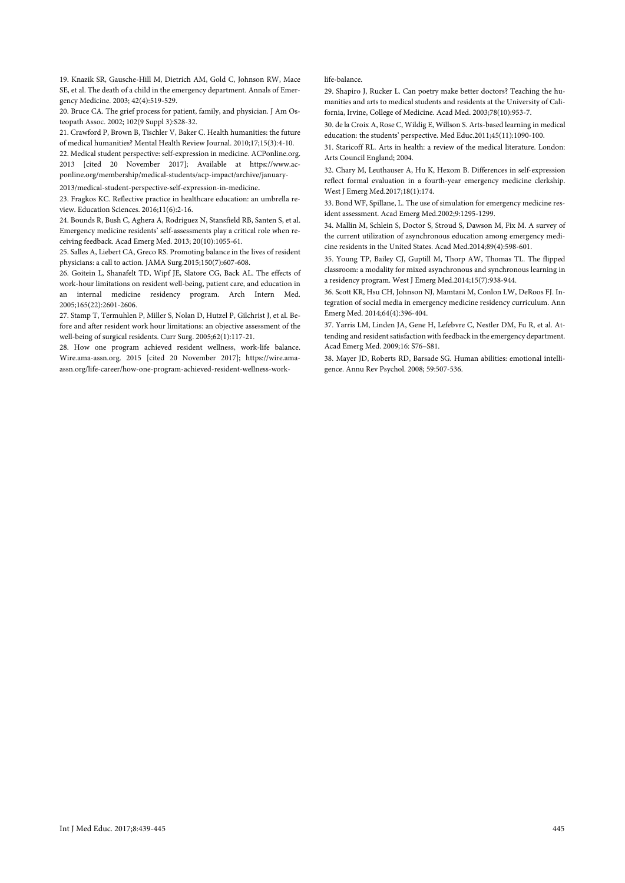19. Knazik SR, Gausche-Hill M, Dietrich AM, Gold C, Johnson RW, Mace SE, et al. The death of a child in the emergency department. Annals of Emergency Medicine. 2003; 42(4):519-529.

20. Bruce CA. The grief process for patient, family, and physician. J Am Osteopath Assoc. 2002; 102(9 Suppl 3):S28-32.

21. Crawford P, Brown B, Tischler V, Baker C. Health humanities: the future of medical humanities? Mental Health Review Journal. 2010;17;15(3):4-10.

22. Medical student perspective: self-expression in medicine. ACPonline.org. 2013 [cited 20 November 2017]; Available at https://www.acponline.org/membership/medical-students/acp-impact/archive/january-2013/medical-student-perspective-self-expression-in-medicine.

23. Fragkos KC. Reflective practice in healthcare education: an umbrella review. Education Sciences. 2016;11(6):2-16.

24. Bounds R, Bush C, Aghera A, Rodriguez N, Stansfield RB, Santen S, et al. Emergency medicine residents' self-assessments play a critical role when receiving feedback. Acad Emerg Med. 2013; 20(10):1055-61.

25. Salles A, Liebert CA, Greco RS. Promoting balance in the lives of resident physicians: a call to action. JAMA Surg.2015;150(7):607-608.

26. Goitein L, Shanafelt TD, Wipf JE, Slatore CG, Back AL. The effects of work-hour limitations on resident well-being, patient care, and education in an internal medicine residency program. Arch Intern Med. 2005;165(22):2601-2606.

27. Stamp T, Termuhlen P, Miller S, Nolan D, Hutzel P, Gilchrist J, et al. Before and after resident work hour limitations: an objective assessment of the well-being of surgical residents. Curr Surg. 2005;62(1):117-21.

28. How one program achieved resident wellness, work-life balance. Wire.ama-assn.org. 2015 [cited 20 November 2017]; https://wire.ama-assn.org/life-career/how-one-program-achieved-resident-wellness-work-life-balance.

29. Shapiro J, Rucker L. Can poetry make better doctors? Teaching the humanities and arts to medical students and residents at the University of California, Irvine, College of Medicine. Acad Med. 2003;78(10):953-7.

30. de la Croix A, Rose C, Wildig E, Willson S. Arts-based learning in medical education: the students' perspective. Med Educ.2011;45(11):1090-100.

31. Staricoff RL. Arts in health: a review of the medical literature. London: Arts Council England; 2004.

32. Chary M, Leuthauser A, Hu K, Hexom B. Differences in self-expression reflect formal evaluation in a fourth-year emergency medicine clerkship. West J Emerg Med.2017;18(1):174.

33. Bond WF, Spillane, L. The use of simulation for emergency medicine resident assessment. Acad Emerg Med.2002;9:1295-1299.

34. Mallin M, Schlein S, Doctor S, Stroud S, Dawson M, Fix M. A survey of the current utilization of asynchronous education among emergency medicine residents in the United States. Acad Med.2014;89(4):598-601.

35. Young TP, Bailey CJ, Guptill M, Thorp AW, Thomas TL. The flipped classroom: a modality for mixed asynchronous and synchronous learning in a residency program. West J Emerg Med.2014;15(7):938-944.

36. Scott KR, Hsu CH, Johnson NJ, Mamtani M, Conlon LW, DeRoos FJ. Integration of social media in emergency medicine residency curriculum. Ann Emerg Med. 2014;64(4):396-404.

37. Yarris LM, Linden JA, Gene H, Lefebvre C, Nestler DM, Fu R, et al. Attending and resident satisfaction with feedback in the emergency department. Acad Emerg Med. 2009;16: S76–S81.

38. Mayer JD, Roberts RD, Barsade SG. Human abilities: emotional intelligence. Annu Rev Psychol. 2008; 59:507-536.